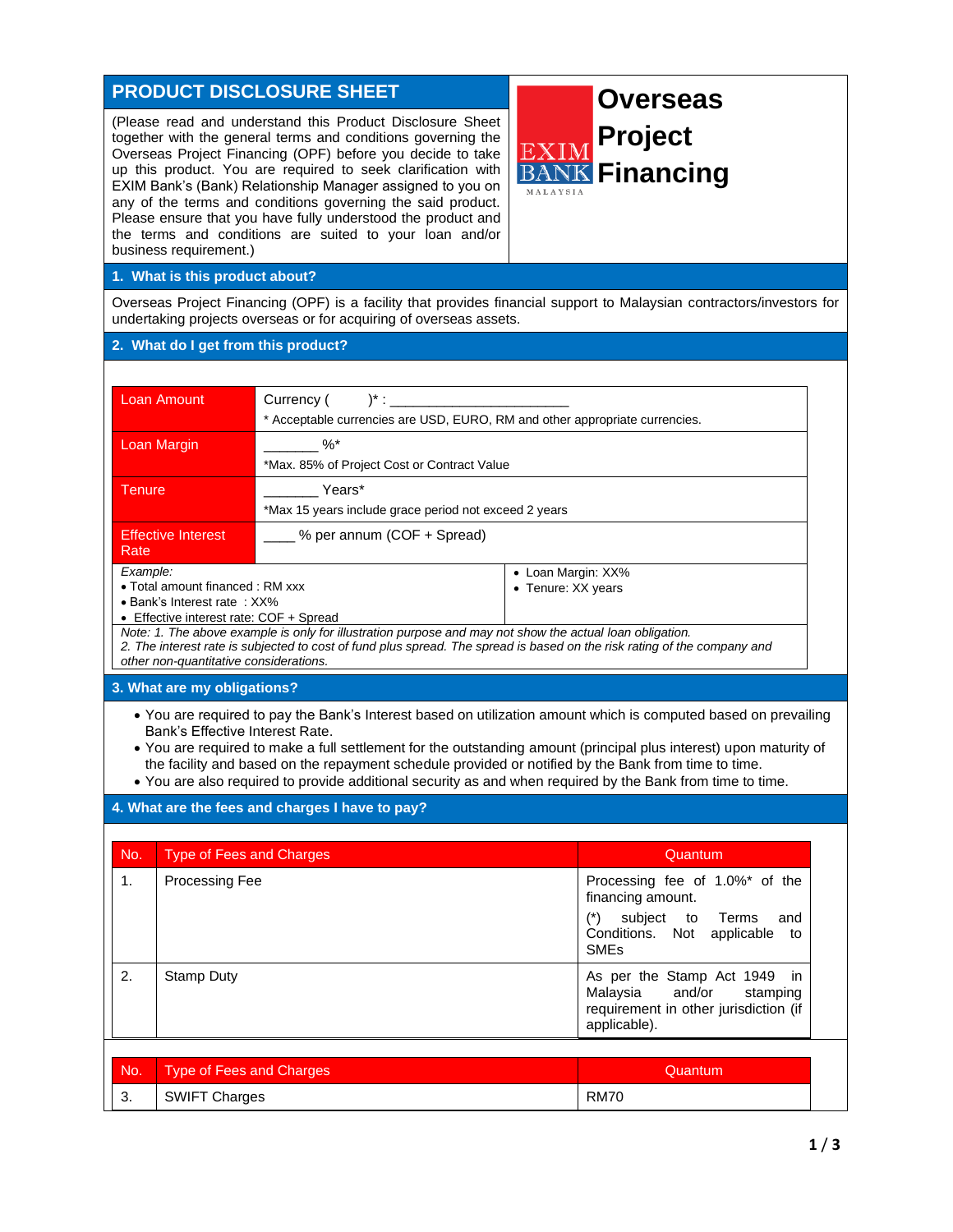# PRODUCT DISCLOSURE SHEET

(Please read and understand this Product Disclosure Sheet together with the general terms and conditions governing the Overseas Project Financing (OPF) before you decide to take up this product. You are required to seek clarification with EXIM Bank's (Bank) Relationship Manager assigned to you on any of the terms and conditions governing the said product. Please ensure that you have fully understood the product and the terms and conditions are suited to your loan and/or business requirement.)

EXIM BANK MALAYSIA

# Overseas Project Financing

## 1. What is this product about?

Overseas Project Financing (OPF) is a facility that provides financial support to Malaysian contractors/investors for undertaking projects overseas or for acquiring of overseas assets.

## 2. What do I get from this product?

| | |
|---|---|
| Loan Amount | Currency (        )* : ______________________<br>* Acceptable currencies are USD, EURO, RM and other appropriate currencies. |
| Loan Margin | _______ %*<br>*Max. 85% of Project Cost or Contract Value |
| Tenure | _______ Years*<br>*Max 15 years include grace period not exceed 2 years |
| Effective Interest Rate | ____ % per annum (COF + Spread) |
| *Example:*<br>• Total amount financed : RM xxx<br>• Bank's Interest rate : XX%<br>• Effective interest rate: COF + Spread | • Loan Margin: XX%<br>• Tenure: XX years |

*Note: 1. The above example is only for illustration purpose and may not show the actual loan obligation.*
*2. The interest rate is subjected to cost of fund plus spread. The spread is based on the risk rating of the company and other non-quantitative considerations.*

## 3. What are my obligations?

- You are required to pay the Bank's Interest based on utilization amount which is computed based on prevailing Bank's Effective Interest Rate.
- You are required to make a full settlement for the outstanding amount (principal plus interest) upon maturity of the facility and based on the repayment schedule provided or notified by the Bank from time to time.
- You are also required to provide additional security as and when required by the Bank from time to time.

## 4. What are the fees and charges I have to pay?

| No. | Type of Fees and Charges | Quantum |
|---|---|---|
| 1. | Processing Fee | Processing fee of 1.0%* of the financing amount.<br>(*) subject to Terms and Conditions. Not applicable to SMEs |
| 2. | Stamp Duty | As per the Stamp Act 1949 in Malaysia and/or stamping requirement in other jurisdiction (if applicable). |
| 3. | SWIFT Charges | RM70 |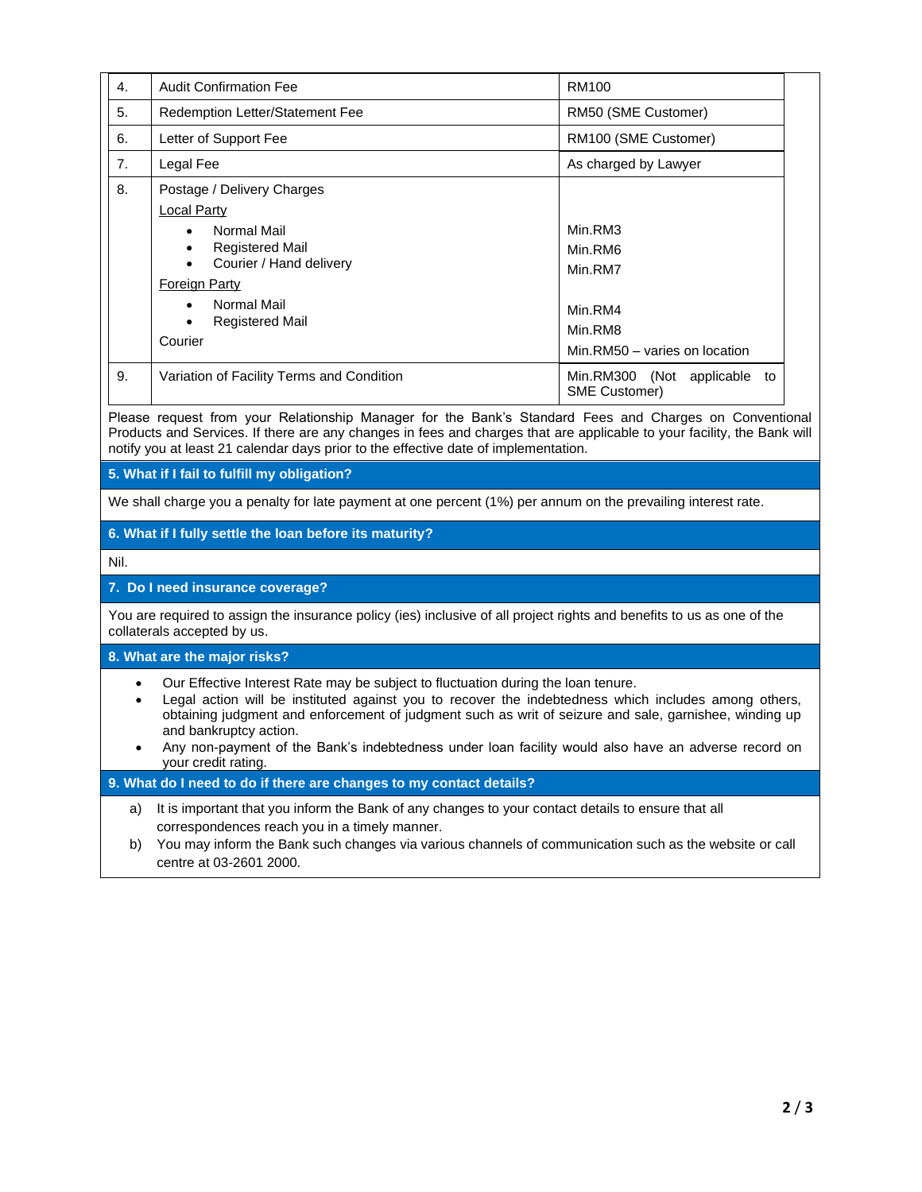| | | |
|---|---|---|
| 4. | Audit Confirmation Fee | RM100 |
| 5. | Redemption Letter/Statement Fee | RM50 (SME Customer) |
| 6. | Letter of Support Fee | RM100 (SME Customer) |
| 7. | Legal Fee | As charged by Lawyer |
| 8. | Postage / Delivery Charges<br>Local Party<br>• Normal Mail<br>• Registered Mail<br>• Courier / Hand delivery<br>Foreign Party<br>• Normal Mail<br>• Registered Mail<br>Courier | <br><br>Min.RM3<br>Min.RM6<br>Min.RM7<br><br>Min.RM4<br>Min.RM8<br>Min.RM50 – varies on location |
| 9. | Variation of Facility Terms and Condition | Min.RM300 (Not applicable to SME Customer) |

Please request from your Relationship Manager for the Bank's Standard Fees and Charges on Conventional Products and Services. If there are any changes in fees and charges that are applicable to your facility, the Bank will notify you at least 21 calendar days prior to the effective date of implementation.

## 5. What if I fail to fulfill my obligation?

We shall charge you a penalty for late payment at one percent (1%) per annum on the prevailing interest rate.

## 6. What if I fully settle the loan before its maturity?

Nil.

## 7. Do I need insurance coverage?

You are required to assign the insurance policy (ies) inclusive of all project rights and benefits to us as one of the collaterals accepted by us.

## 8. What are the major risks?

- Our Effective Interest Rate may be subject to fluctuation during the loan tenure.
- Legal action will be instituted against you to recover the indebtedness which includes among others, obtaining judgment and enforcement of judgment such as writ of seizure and sale, garnishee, winding up and bankruptcy action.
- Any non-payment of the Bank's indebtedness under loan facility would also have an adverse record on your credit rating.

## 9. What do I need to do if there are changes to my contact details?

a) It is important that you inform the Bank of any changes to your contact details to ensure that all correspondences reach you in a timely manner.

b) You may inform the Bank such changes via various channels of communication such as the website or call centre at 03-2601 2000.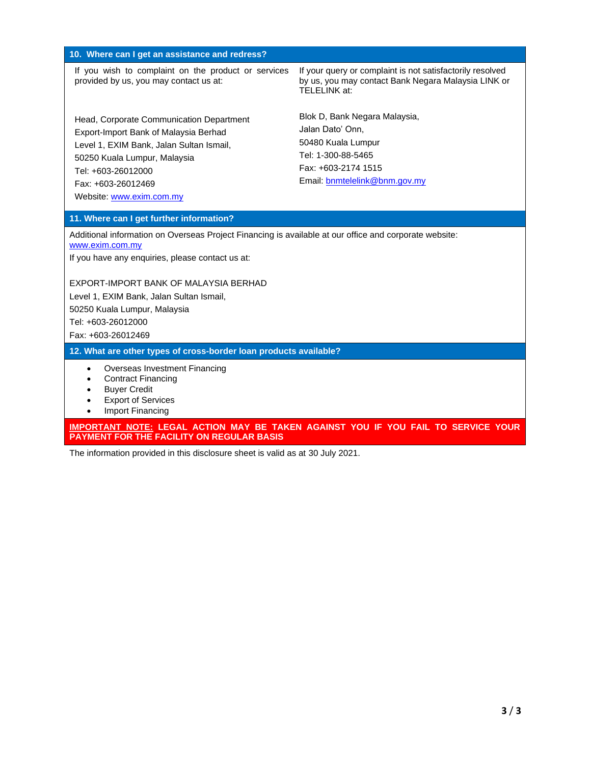## 10. Where can I get an assistance and redress?

If you wish to complaint on the product or services provided by us, you may contact us at:

Head, Corporate Communication Department
Export-Import Bank of Malaysia Berhad
Level 1, EXIM Bank, Jalan Sultan Ismail,
50250 Kuala Lumpur, Malaysia
Tel: +603-26012000
Fax: +603-26012469
Website: www.exim.com.my

If your query or complaint is not satisfactorily resolved by us, you may contact Bank Negara Malaysia LINK or TELELINK at:

Blok D, Bank Negara Malaysia,
Jalan Dato' Onn,
50480 Kuala Lumpur
Tel: 1-300-88-5465
Fax: +603-2174 1515
Email: bnmtelelink@bnm.gov.my

## 11. Where can I get further information?

Additional information on Overseas Project Financing is available at our office and corporate website: www.exim.com.my

If you have any enquiries, please contact us at:

EXPORT-IMPORT BANK OF MALAYSIA BERHAD
Level 1, EXIM Bank, Jalan Sultan Ismail,
50250 Kuala Lumpur, Malaysia
Tel: +603-26012000
Fax: +603-26012469

## 12. What are other types of cross-border loan products available?

- Overseas Investment Financing
- Contract Financing
- Buyer Credit
- Export of Services
- Import Financing

**IMPORTANT NOTE: LEGAL ACTION MAY BE TAKEN AGAINST YOU IF YOU FAIL TO SERVICE YOUR PAYMENT FOR THE FACILITY ON REGULAR BASIS**

The information provided in this disclosure sheet is valid as at 30 July 2021.